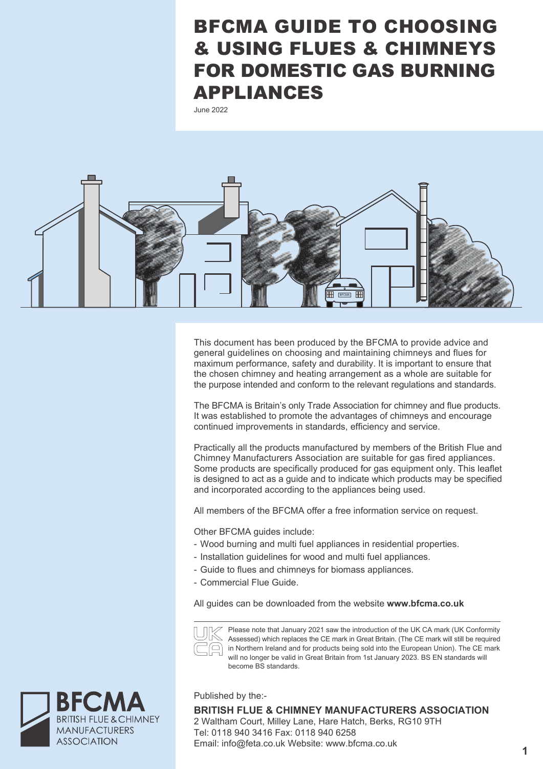# BFCMA GUIDE TO CHOOSING & USING FLUES & CHIMNEYS FOR DOMESTIC GAS BURNING APPLIANCES

June 2022

This document has been produced by the BFCMA to provide advice and general guidelines on choosing and maintaining chimneys and flues for maximum performance, safety and durability. It is important to ensure that the chosen chimney and heating arrangement as a whole are suitable for the purpose intended and conform to the relevant regulations and standards.

The BFCMA is Britain's only Trade Association for chimney and flue products. It was established to promote the advantages of chimneys and encourage continued improvements in standards, efficiency and service.

Practically all the products manufactured by members of the British Flue and Chimney Manufacturers Association are suitable for gas fired appliances. Some products are specifically produced for gas equipment only. This leaflet is designed to act as a guide and to indicate which products may be specified and incorporated according to the appliances being used.

All members of the BFCMA offer a free information service on request.

Other BFCMA guides include:

- Wood burning and multi fuel appliances in residential properties.
- Installation guidelines for wood and multi fuel appliances.
- Guide to flues and chimneys for biomass appliances.
- Commercial Flue Guide.

All guides can be downloaded from the website **www.bfcma.co.uk**

Please note that January 2021 saw the introduction of the UK CA mark (UK Conformity Assessed) which replaces the CE mark in Great Britain. (The CE mark will still be required in Northern Ireland and for products being sold into the European Union). The CE mark will no longer be valid in Great Britain from 1st January 2023. BS EN standards will become BS standards.

Published by the:-

**BRITISH FLUE & CHIMNEY MANUFACTURERS ASSOCIATION**
2 Waltham Court, Milley Lane, Hare Hatch, Berks, RG10 9TH
Tel: 0118 940 3416 Fax: 0118 940 6258
Email: info@feta.co.uk Website: www.bfcma.co.uk

BFCMA
BRITISH FLUE & CHIMNEY MANUFACTURERS ASSOCIATION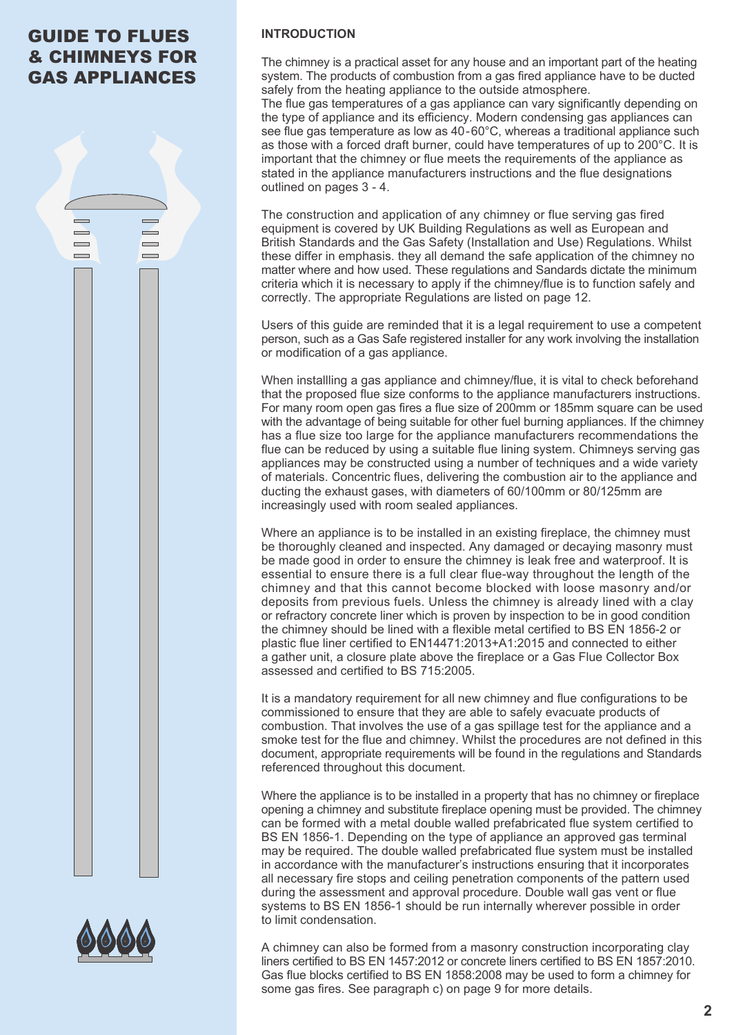# GUIDE TO FLUES & CHIMNEYS FOR GAS APPLIANCES

## INTRODUCTION

The chimney is a practical asset for any house and an important part of the heating system. The products of combustion from a gas fired appliance have to be ducted safely from the heating appliance to the outside atmosphere.
The flue gas temperatures of a gas appliance can vary significantly depending on the type of appliance and its efficiency. Modern condensing gas appliances can see flue gas temperature as low as 40-60°C, whereas a traditional appliance such as those with a forced draft burner, could have temperatures of up to 200°C. It is important that the chimney or flue meets the requirements of the appliance as stated in the appliance manufacturers instructions and the flue designations outlined on pages 3 - 4.

The construction and application of any chimney or flue serving gas fired equipment is covered by UK Building Regulations as well as European and British Standards and the Gas Safety (Installation and Use) Regulations. Whilst these differ in emphasis. they all demand the safe application of the chimney no matter where and how used. These regulations and Sandards dictate the minimum criteria which it is necessary to apply if the chimney/flue is to function safely and correctly. The appropriate Regulations are listed on page 12.

Users of this guide are reminded that it is a legal requirement to use a competent person, such as a Gas Safe registered installer for any work involving the installation or modification of a gas appliance.

When installling a gas appliance and chimney/flue, it is vital to check beforehand that the proposed flue size conforms to the appliance manufacturers instructions. For many room open gas fires a flue size of 200mm or 185mm square can be used with the advantage of being suitable for other fuel burning appliances. If the chimney has a flue size too large for the appliance manufacturers recommendations the flue can be reduced by using a suitable flue lining system. Chimneys serving gas appliances may be constructed using a number of techniques and a wide variety of materials. Concentric flues, delivering the combustion air to the appliance and ducting the exhaust gases, with diameters of 60/100mm or 80/125mm are increasingly used with room sealed appliances.

Where an appliance is to be installed in an existing fireplace, the chimney must be thoroughly cleaned and inspected. Any damaged or decaying masonry must be made good in order to ensure the chimney is leak free and waterproof. It is essential to ensure there is a full clear flue-way throughout the length of the chimney and that this cannot become blocked with loose masonry and/or deposits from previous fuels. Unless the chimney is already lined with a clay or refractory concrete liner which is proven by inspection to be in good condition the chimney should be lined with a flexible metal certified to BS EN 1856-2 or plastic flue liner certified to EN14471:2013+A1:2015 and connected to either a gather unit, a closure plate above the fireplace or a Gas Flue Collector Box assessed and certified to BS 715:2005.

It is a mandatory requirement for all new chimney and flue configurations to be commissioned to ensure that they are able to safely evacuate products of combustion. That involves the use of a gas spillage test for the appliance and a smoke test for the flue and chimney. Whilst the procedures are not defined in this document, appropriate requirements will be found in the regulations and Standards referenced throughout this document.

Where the appliance is to be installed in a property that has no chimney or fireplace opening a chimney and substitute fireplace opening must be provided. The chimney can be formed with a metal double walled prefabricated flue system certified to BS EN 1856-1. Depending on the type of appliance an approved gas terminal may be required. The double walled prefabricated flue system must be installed in accordance with the manufacturer's instructions ensuring that it incorporates all necessary fire stops and ceiling penetration components of the pattern used during the assessment and approval procedure. Double wall gas vent or flue systems to BS EN 1856-1 should be run internally wherever possible in order to limit condensation.

A chimney can also be formed from a masonry construction incorporating clay liners certified to BS EN 1457:2012 or concrete liners certified to BS EN 1857:2010. Gas flue blocks certified to BS EN 1858:2008 may be used to form a chimney for some gas fires. See paragraph c) on page 9 for more details.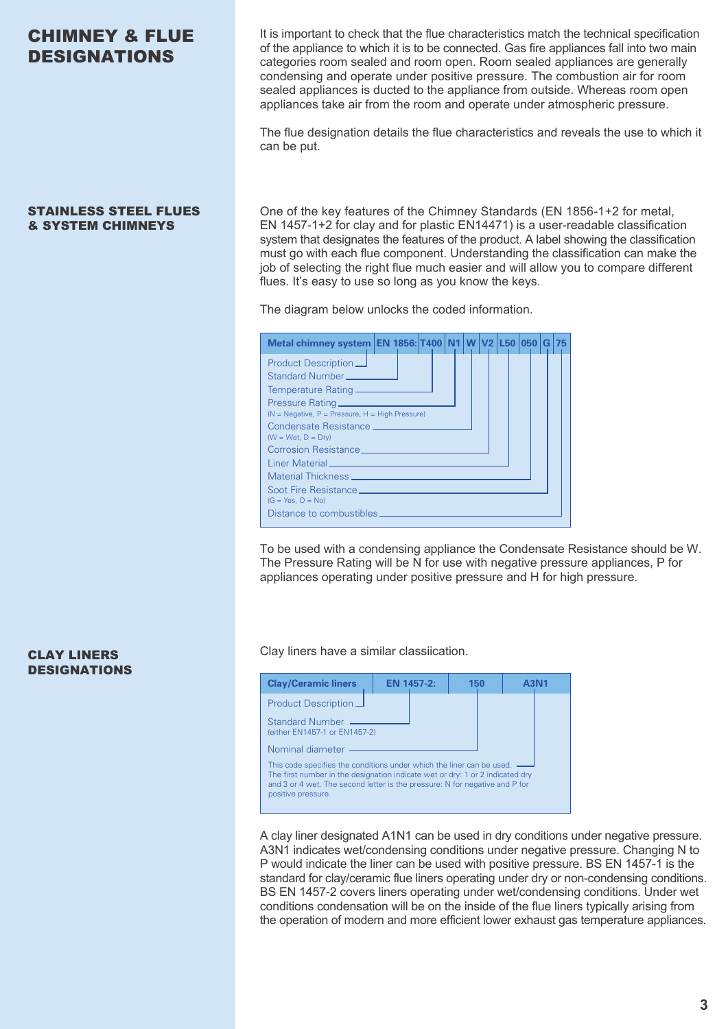# CHIMNEY & FLUE DESIGNATIONS

It is important to check that the flue characteristics match the technical specification of the appliance to which it is to be connected. Gas fire appliances fall into two main categories room sealed and room open. Room sealed appliances are generally condensing and operate under positive pressure. The combustion air for room sealed appliances is ducted to the appliance from outside. Whereas room open appliances take air from the room and operate under atmospheric pressure.

The flue designation details the flue characteristics and reveals the use to which it can be put.

## STAINLESS STEEL FLUES & SYSTEM CHIMNEYS

One of the key features of the Chimney Standards (EN 1856-1+2 for metal, EN 1457-1+2 for clay and for plastic EN14471) is a user-readable classification system that designates the features of the product. A label showing the classification must go with each flue component. Understanding the classification can make the job of selecting the right flue much easier and will allow you to compare different flues. It's easy to use so long as you know the keys.

The diagram below unlocks the coded information.

| Code | Meaning |
|---|---|
| Metal chimney system | Product Description |
| EN 1856: | Standard Number |
| T400 | Temperature Rating |
| N1 | Pressure Rating (N = Negative, P = Pressure, H = High Pressure) |
| W | Condensate Resistance (W = Wet, D = Dry) |
| V2 | Corrosion Resistance |
| L50 | Liner Material |
| 050 | Material Thickness |
| G | Soot Fire Resistance (G = Yes, O = No) |
| 75 | Distance to combustibles |

To be used with a condensing appliance the Condensate Resistance should be W. The Pressure Rating will be N for use with negative pressure appliances, P for appliances operating under positive pressure and H for high pressure.

## CLAY LINERS DESIGNATIONS

Clay liners have a similar classiication.

| Code | Meaning |
|---|---|
| Clay/Ceramic liners | Product Description |
| EN 1457-2: | Standard Number (either EN1457-1 or EN1457-2) |
| 150 | Nominal diameter |
| A3N1 | This code specifies the conditions under which the liner can be used. The first number in the designation indicate wet or dry: 1 or 2 indicated dry and 3 or 4 wet. The second letter is the pressure: N for negative and P for positive pressure. |

A clay liner designated A1N1 can be used in dry conditions under negative pressure. A3N1 indicates wet/condensing conditions under negative pressure. Changing N to P would indicate the liner can be used with positive pressure. BS EN 1457-1 is the standard for clay/ceramic flue liners operating under dry or non-condensing conditions. BS EN 1457-2 covers liners operating under wet/condensing conditions. Under wet conditions condensation will be on the inside of the flue liners typically arising from the operation of modern and more efficient lower exhaust gas temperature appliances.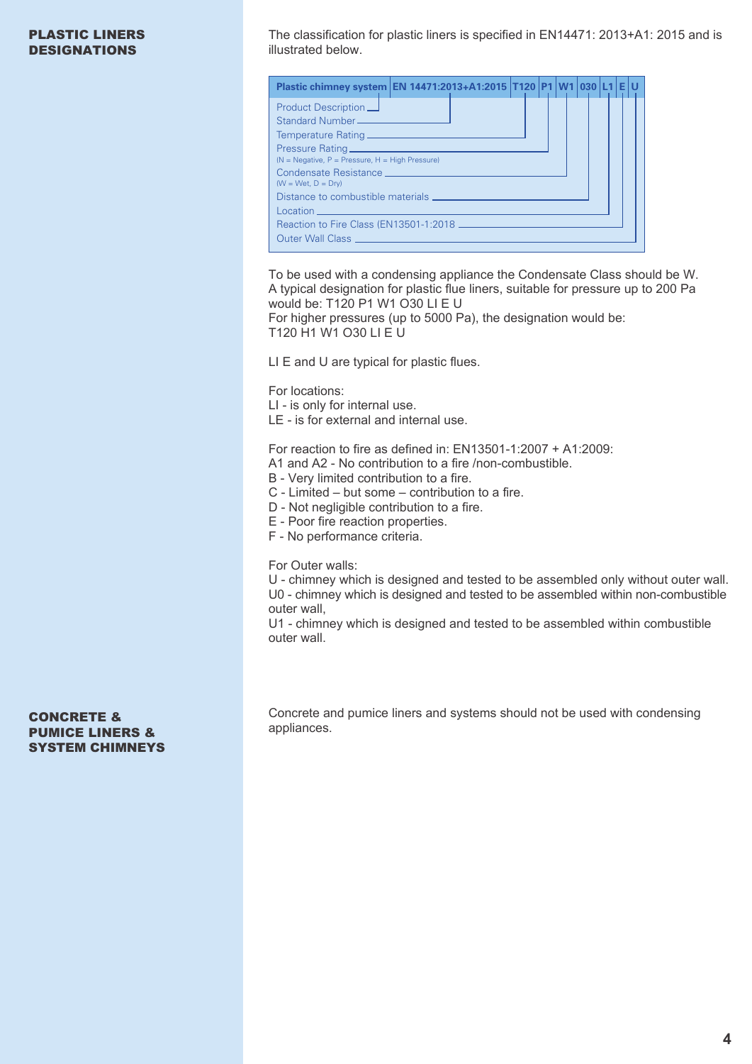## PLASTIC LINERS DESIGNATIONS

The classification for plastic liners is specified in EN14471: 2013+A1: 2015 and is illustrated below.

| Plastic chimney system | EN 14471:2013+A1:2015 | T120 | P1 | W1 | 030 | L1 | E | U |
|---|---|---|---|---|---|---|---|---|
| Product Description | Standard Number | Temperature Rating | Pressure Rating (N = Negative, P = Pressure, H = High Pressure) | Condensate Resistance (W = Wet, D = Dry) | Distance to combustible materials | Location | Reaction to Fire Class (EN13501-1:2018 | Outer Wall Class |

To be used with a condensing appliance the Condensate Class should be W.
A typical designation for plastic flue liners, suitable for pressure up to 200 Pa would be: T120 P1 W1 O30 LI E U
For higher pressures (up to 5000 Pa), the designation would be:
T120 H1 W1 O30 LI E U

LI E and U are typical for plastic flues.

For locations:
LI - is only for internal use.
LE - is for external and internal use.

For reaction to fire as defined in: EN13501-1:2007 + A1:2009:
A1 and A2 - No contribution to a fire /non-combustible.
B - Very limited contribution to a fire.
C - Limited – but some – contribution to a fire.
D - Not negligible contribution to a fire.
E - Poor fire reaction properties.
F - No performance criteria.

For Outer walls:
U - chimney which is designed and tested to be assembled only without outer wall.
U0 - chimney which is designed and tested to be assembled within non-combustible outer wall,
U1 - chimney which is designed and tested to be assembled within combustible outer wall.

## CONCRETE & PUMICE LINERS & SYSTEM CHIMNEYS

Concrete and pumice liners and systems should not be used with condensing appliances.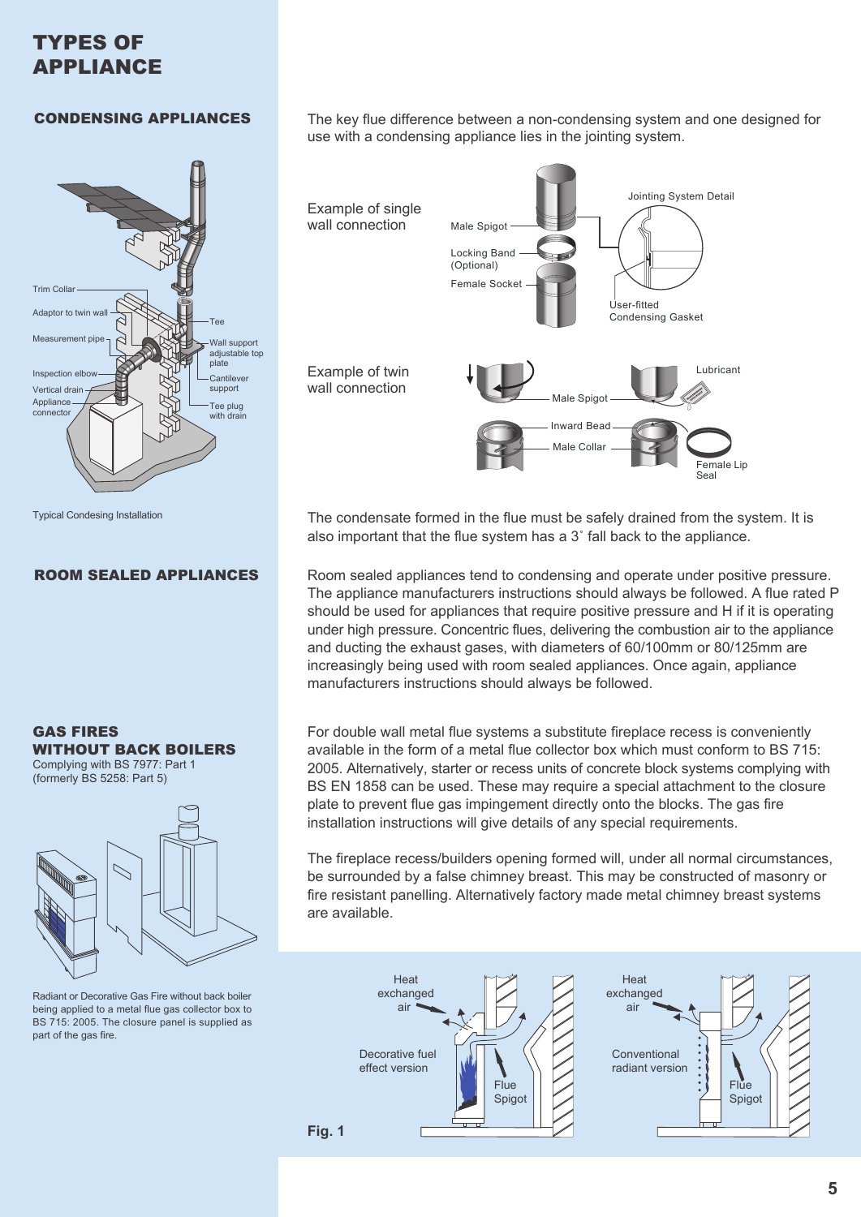# TYPES OF APPLIANCE

## CONDENSING APPLIANCES

The key flue difference between a non-condensing system and one designed for use with a condensing appliance lies in the jointing system.

Example of single wall connection

Male Spigot

Locking Band (Optional)

Female Socket

Jointing System Detail

User-fitted Condensing Gasket

Example of twin wall connection

Male Spigot

Lubricant

Inward Bead

Male Collar

Female Lip Seal

Trim Collar

Adaptor to twin wall

Measurement pipe

Inspection elbow

Vertical drain

Appliance connector

Tee

Wall support adjustable top plate

Cantilever support

Tee plug with drain

Typical Condesing Installation

The condensate formed in the flue must be safely drained from the system. It is also important that the flue system has a 3˚ fall back to the appliance.

## ROOM SEALED APPLIANCES

Room sealed appliances tend to condensing and operate under positive pressure. The appliance manufacturers instructions should always be followed. A flue rated P should be used for appliances that require positive pressure and H if it is operating under high pressure. Concentric flues, delivering the combustion air to the appliance and ducting the exhaust gases, with diameters of 60/100mm or 80/125mm are increasingly being used with room sealed appliances. Once again, appliance manufacturers instructions should always be followed.

## GAS FIRES WITHOUT BACK BOILERS

Complying with BS 7977: Part 1 (formerly BS 5258: Part 5)

For double wall metal flue systems a substitute fireplace recess is conveniently available in the form of a metal flue collector box which must conform to BS 715: 2005. Alternatively, starter or recess units of concrete block systems complying with BS EN 1858 can be used. These may require a special attachment to the closure plate to prevent flue gas impingement directly onto the blocks. The gas fire installation instructions will give details of any special requirements.

The fireplace recess/builders opening formed will, under all normal circumstances, be surrounded by a false chimney breast. This may be constructed of masonry or fire resistant panelling. Alternatively factory made metal chimney breast systems are available.

Radiant or Decorative Gas Fire without back boiler being applied to a metal flue gas collector box to BS 715: 2005. The closure panel is supplied as part of the gas fire.

Heat exchanged air

Decorative fuel effect version

Flue Spigot

Heat exchanged air

Conventional radiant version

Flue Spigot

**Fig. 1**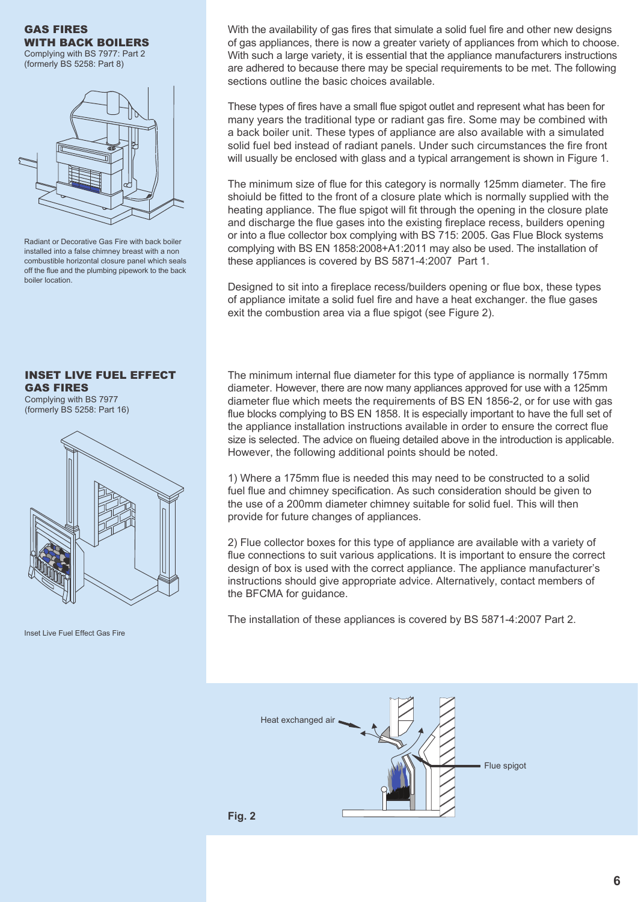With the availability of gas fires that simulate a solid fuel fire and other new designs of gas appliances, there is now a greater variety of appliances from which to choose. With such a large variety, it is essential that the appliance manufacturers instructions are adhered to because there may be special requirements to be met. The following sections outline the basic choices available.

## GAS FIRES WITH BACK BOILERS

Complying with BS 7977: Part 2
(formerly BS 5258: Part 8)

Radiant or Decorative Gas Fire with back boiler installed into a false chimney breast with a non combustible horizontal closure panel which seals off the flue and the plumbing pipework to the back boiler location.

These types of fires have a small flue spigot outlet and represent what has been for many years the traditional type or radiant gas fire. Some may be combined with a back boiler unit. These types of appliance are also available with a simulated solid fuel bed instead of radiant panels. Under such circumstances the fire front will usually be enclosed with glass and a typical arrangement is shown in Figure 1.

The minimum size of flue for this category is normally 125mm diameter. The fire shoiuld be fitted to the front of a closure plate which is normally supplied with the heating appliance. The flue spigot will fit through the opening in the closure plate and discharge the flue gases into the existing fireplace recess, builders opening or into a flue collector box complying with BS 715: 2005. Gas Flue Block systems complying with BS EN 1858:2008+A1:2011 may also be used. The installation of these appliances is covered by BS 5871-4:2007 Part 1.

Designed to sit into a fireplace recess/builders opening or flue box, these types of appliance imitate a solid fuel fire and have a heat exchanger. the flue gases exit the combustion area via a flue spigot (see Figure 2).

## INSET LIVE FUEL EFFECT GAS FIRES

Complying with BS 7977
(formerly BS 5258: Part 16)

Inset Live Fuel Effect Gas Fire

The minimum internal flue diameter for this type of appliance is normally 175mm diameter. However, there are now many appliances approved for use with a 125mm diameter flue which meets the requirements of BS EN 1856-2, or for use with gas flue blocks complying to BS EN 1858. It is especially important to have the full set of the appliance installation instructions available in order to ensure the correct flue size is selected. The advice on flueing detailed above in the introduction is applicable. However, the following additional points should be noted.

1) Where a 175mm flue is needed this may need to be constructed to a solid fuel flue and chimney specification. As such consideration should be given to the use of a 200mm diameter chimney suitable for solid fuel. This will then provide for future changes of appliances.

2) Flue collector boxes for this type of appliance are available with a variety of flue connections to suit various applications. It is important to ensure the correct design of box is used with the correct appliance. The appliance manufacturer's instructions should give appropriate advice. Alternatively, contact members of the BFCMA for guidance.

The installation of these appliances is covered by BS 5871-4:2007 Part 2.

Heat exchanged air

Flue spigot

**Fig. 2**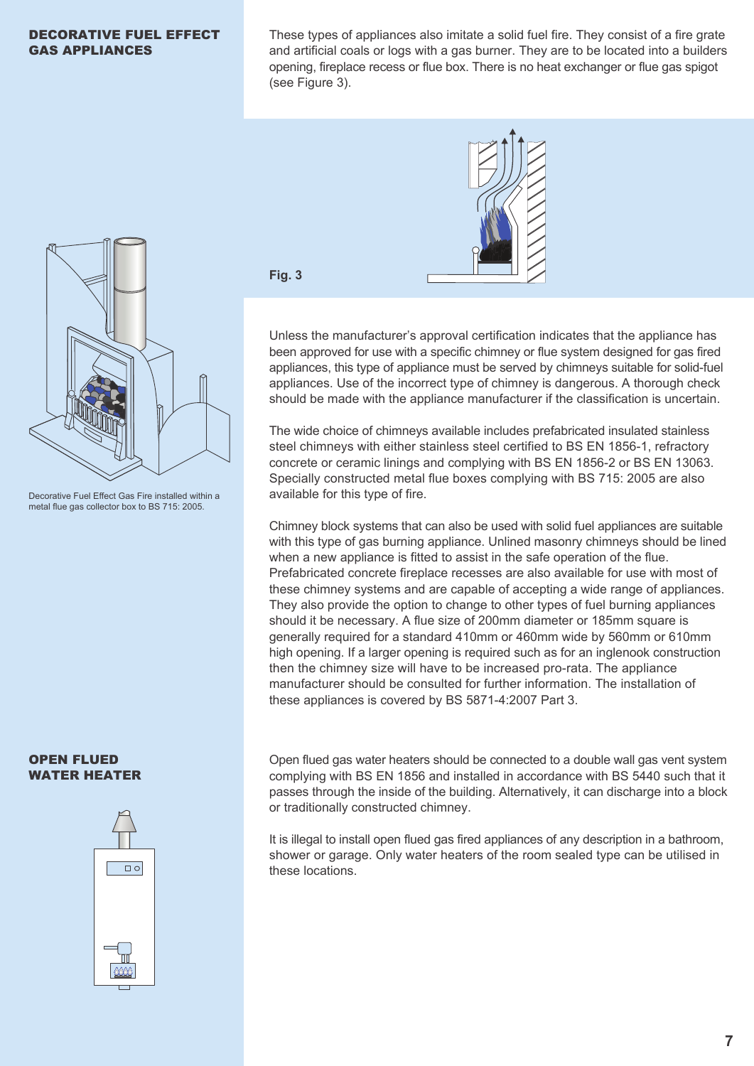## DECORATIVE FUEL EFFECT GAS APPLIANCES

These types of appliances also imitate a solid fuel fire. They consist of a fire grate and artificial coals or logs with a gas burner. They are to be located into a builders opening, fireplace recess or flue box. There is no heat exchanger or flue gas spigot (see Figure 3).

Fig. 3

Decorative Fuel Effect Gas Fire installed within a metal flue gas collector box to BS 715: 2005.

Unless the manufacturer's approval certification indicates that the appliance has been approved for use with a specific chimney or flue system designed for gas fired appliances, this type of appliance must be served by chimneys suitable for solid-fuel appliances. Use of the incorrect type of chimney is dangerous. A thorough check should be made with the appliance manufacturer if the classification is uncertain.

The wide choice of chimneys available includes prefabricated insulated stainless steel chimneys with either stainless steel certified to BS EN 1856-1, refractory concrete or ceramic linings and complying with BS EN 1856-2 or BS EN 13063. Specially constructed metal flue boxes complying with BS 715: 2005 are also available for this type of fire.

Chimney block systems that can also be used with solid fuel appliances are suitable with this type of gas burning appliance. Unlined masonry chimneys should be lined when a new appliance is fitted to assist in the safe operation of the flue. Prefabricated concrete fireplace recesses are also available for use with most of these chimney systems and are capable of accepting a wide range of appliances. They also provide the option to change to other types of fuel burning appliances should it be necessary. A flue size of 200mm diameter or 185mm square is generally required for a standard 410mm or 460mm wide by 560mm or 610mm high opening. If a larger opening is required such as for an inglenook construction then the chimney size will have to be increased pro-rata. The appliance manufacturer should be consulted for further information. The installation of these appliances is covered by BS 5871-4:2007 Part 3.

## OPEN FLUED WATER HEATER

Open flued gas water heaters should be connected to a double wall gas vent system complying with BS EN 1856 and installed in accordance with BS 5440 such that it passes through the inside of the building. Alternatively, it can discharge into a block or traditionally constructed chimney.

It is illegal to install open flued gas fired appliances of any description in a bathroom, shower or garage. Only water heaters of the room sealed type can be utilised in these locations.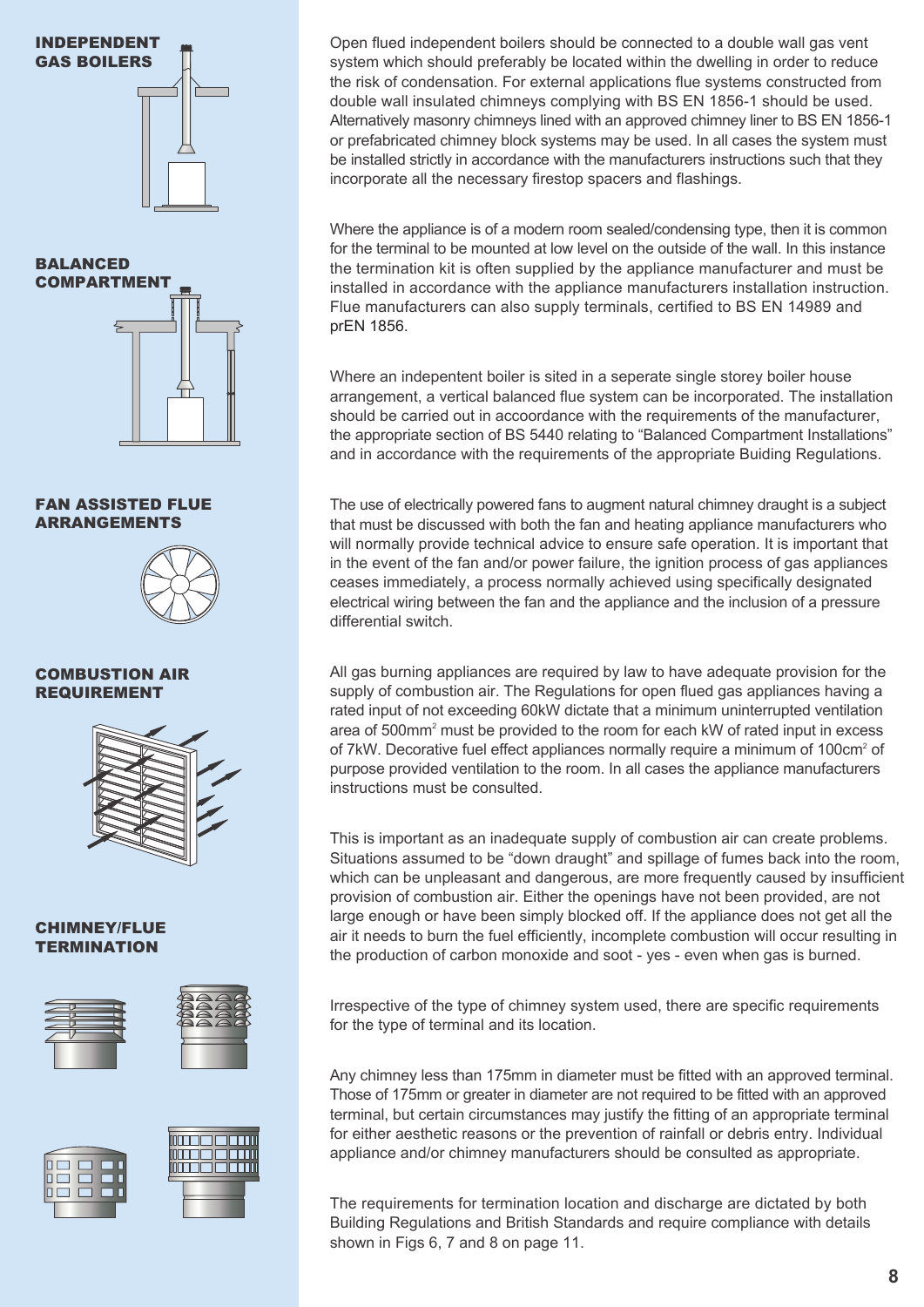## INDEPENDENT GAS BOILERS

Open flued independent boilers should be connected to a double wall gas vent system which should preferably be located within the dwelling in order to reduce the risk of condensation. For external applications flue systems constructed from double wall insulated chimneys complying with BS EN 1856-1 should be used. Alternatively masonry chimneys lined with an approved chimney liner to BS EN 1856-1 or prefabricated chimney block systems may be used. In all cases the system must be installed strictly in accordance with the manufacturers instructions such that they incorporate all the necessary firestop spacers and flashings.

Where the appliance is of a modern room sealed/condensing type, then it is common for the terminal to be mounted at low level on the outside of the wall. In this instance the termination kit is often supplied by the appliance manufacturer and must be installed in accordance with the appliance manufacturers installation instruction. Flue manufacturers can also supply terminals, certified to BS EN 14989 and prEN 1856.

## BALANCED COMPARTMENT

Where an indepentent boiler is sited in a seperate single storey boiler house arrangement, a vertical balanced flue system can be incorporated. The installation should be carried out in accoordance with the requirements of the manufacturer, the appropriate section of BS 5440 relating to "Balanced Compartment Installations" and in accordance with the requirements of the appropriate Buiding Regulations.

## FAN ASSISTED FLUE ARRANGEMENTS

The use of electrically powered fans to augment natural chimney draught is a subject that must be discussed with both the fan and heating appliance manufacturers who will normally provide technical advice to ensure safe operation. It is important that in the event of the fan and/or power failure, the ignition process of gas appliances ceases immediately, a process normally achieved using specifically designated electrical wiring between the fan and the appliance and the inclusion of a pressure differential switch.

## COMBUSTION AIR REQUIREMENT

All gas burning appliances are required by law to have adequate provision for the supply of combustion air. The Regulations for open flued gas appliances having a rated input of not exceeding 60kW dictate that a minimum uninterrupted ventilation area of 500mm$^2$ must be provided to the room for each kW of rated input in excess of 7kW. Decorative fuel effect appliances normally require a minimum of 100cm$^2$ of purpose provided ventilation to the room. In all cases the appliance manufacturers instructions must be consulted.

This is important as an inadequate supply of combustion air can create problems. Situations assumed to be "down draught" and spillage of fumes back into the room, which can be unpleasant and dangerous, are more frequently caused by insufficient provision of combustion air. Either the openings have not been provided, are not large enough or have been simply blocked off. If the appliance does not get all the air it needs to burn the fuel efficiently, incomplete combustion will occur resulting in the production of carbon monoxide and soot - yes - even when gas is burned.

## CHIMNEY/FLUE TERMINATION

Irrespective of the type of chimney system used, there are specific requirements for the type of terminal and its location.

Any chimney less than 175mm in diameter must be fitted with an approved terminal. Those of 175mm or greater in diameter are not required to be fitted with an approved terminal, but certain circumstances may justify the fitting of an appropriate terminal for either aesthetic reasons or the prevention of rainfall or debris entry. Individual appliance and/or chimney manufacturers should be consulted as appropriate.

The requirements for termination location and discharge are dictated by both Building Regulations and British Standards and require compliance with details shown in Figs 6, 7 and 8 on page 11.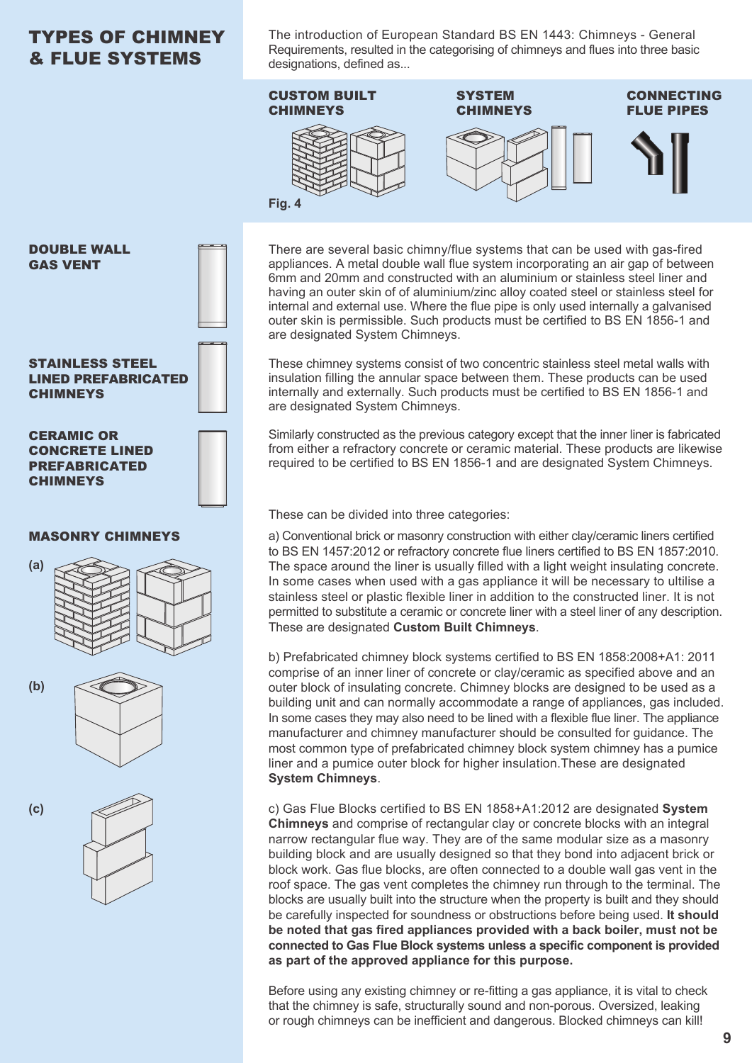# TYPES OF CHIMNEY & FLUE SYSTEMS

The introduction of European Standard BS EN 1443: Chimneys - General Requirements, resulted in the categorising of chimneys and flues into three basic designations, defined as...

**CUSTOM BUILT CHIMNEYS** | **SYSTEM CHIMNEYS** | **CONNECTING FLUE PIPES**

Fig. 4

### DOUBLE WALL GAS VENT

There are several basic chimny/flue systems that can be used with gas-fired appliances. A metal double wall flue system incorporating an air gap of between 6mm and 20mm and constructed with an aluminium or stainless steel liner and having an outer skin of of aluminium/zinc alloy coated steel or stainless steel for internal and external use. Where the flue pipe is only used internally a galvanised outer skin is permissible. Such products must be certified to BS EN 1856-1 and are designated System Chimneys.

### STAINLESS STEEL LINED PREFABRICATED CHIMNEYS

These chimney systems consist of two concentric stainless steel metal walls with insulation filling the annular space between them. These products can be used internally and externally. Such products must be certified to BS EN 1856-1 and are designated System Chimneys.

### CERAMIC OR CONCRETE LINED PREFABRICATED CHIMNEYS

Similarly constructed as the previous category except that the inner liner is fabricated from either a refractory concrete or ceramic material. These products are likewise required to be certified to BS EN 1856-1 and are designated System Chimneys.

### MASONRY CHIMNEYS

These can be divided into three categories:

a) Conventional brick or masonry construction with either clay/ceramic liners certified to BS EN 1457:2012 or refractory concrete flue liners certified to BS EN 1857:2010. The space around the liner is usually filled with a light weight insulating concrete. In some cases when used with a gas appliance it will be necessary to ultilise a stainless steel or plastic flexible liner in addition to the constructed liner. It is not permitted to substitute a ceramic or concrete liner with a steel liner of any description. These are designated **Custom Built Chimneys**.

b) Prefabricated chimney block systems certified to BS EN 1858:2008+A1: 2011 comprise of an inner liner of concrete or clay/ceramic as specified above and an outer block of insulating concrete. Chimney blocks are designed to be used as a building unit and can normally accommodate a range of appliances, gas included. In some cases they may also need to be lined with a flexible flue liner. The appliance manufacturer and chimney manufacturer should be consulted for guidance. The most common type of prefabricated chimney block system chimney has a pumice liner and a pumice outer block for higher insulation.These are designated **System Chimneys**.

c) Gas Flue Blocks certified to BS EN 1858+A1:2012 are designated **System Chimneys** and comprise of rectangular clay or concrete blocks with an integral narrow rectangular flue way. They are of the same modular size as a masonry building block and are usually designed so that they bond into adjacent brick or block work. Gas flue blocks, are often connected to a double wall gas vent in the roof space. The gas vent completes the chimney run through to the terminal. The blocks are usually built into the structure when the property is built and they should be carefully inspected for soundness or obstructions before being used. **It should be noted that gas fired appliances provided with a back boiler, must not be connected to Gas Flue Block systems unless a specific component is provided as part of the approved appliance for this purpose.**

Before using any existing chimney or re-fitting a gas appliance, it is vital to check that the chimney is safe, structurally sound and non-porous. Oversized, leaking or rough chimneys can be inefficient and dangerous. Blocked chimneys can kill!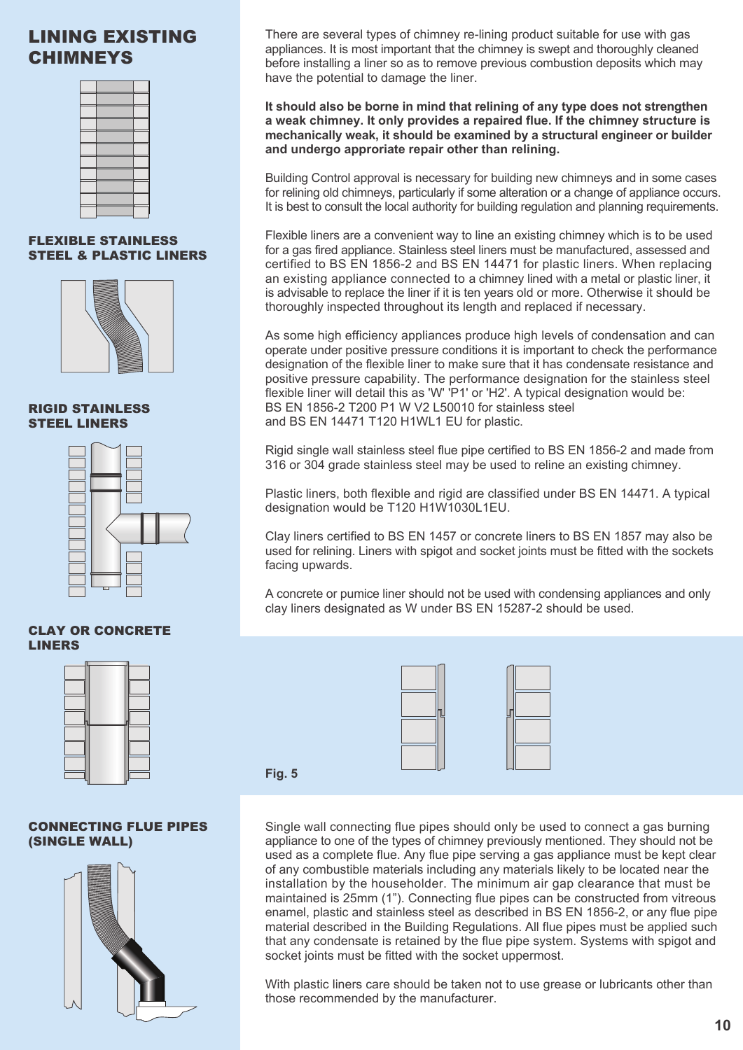# LINING EXISTING CHIMNEYS

There are several types of chimney re-lining product suitable for use with gas appliances. It is most important that the chimney is swept and thoroughly cleaned before installing a liner so as to remove previous combustion deposits which may have the potential to damage the liner.

**It should also be borne in mind that relining of any type does not strengthen a weak chimney. It only provides a repaired flue. If the chimney structure is mechanically weak, it should be examined by a structural engineer or builder and undergo approriate repair other than relining.**

Building Control approval is necessary for building new chimneys and in some cases for relining old chimneys, particularly if some alteration or a change of appliance occurs. It is best to consult the local authority for building regulation and planning requirements.

## FLEXIBLE STAINLESS STEEL & PLASTIC LINERS

Flexible liners are a convenient way to line an existing chimney which is to be used for a gas fired appliance. Stainless steel liners must be manufactured, assessed and certified to BS EN 1856-2 and BS EN 14471 for plastic liners. When replacing an existing appliance connected to a chimney lined with a metal or plastic liner, it is advisable to replace the liner if it is ten years old or more. Otherwise it should be thoroughly inspected throughout its length and replaced if necessary.

As some high efficiency appliances produce high levels of condensation and can operate under positive pressure conditions it is important to check the performance designation of the flexible liner to make sure that it has condensate resistance and positive pressure capability. The performance designation for the stainless steel flexible liner will detail this as 'W' 'P1' or 'H2'. A typical designation would be:
BS EN 1856-2 T200 P1 W V2 L50010 for stainless steel
and BS EN 14471 T120 H1WL1 EU for plastic.

## RIGID STAINLESS STEEL LINERS

Rigid single wall stainless steel flue pipe certified to BS EN 1856-2 and made from 316 or 304 grade stainless steel may be used to reline an existing chimney.

Plastic liners, both flexible and rigid are classified under BS EN 14471. A typical designation would be T120 H1W1030L1EU.

## CLAY OR CONCRETE LINERS

Clay liners certified to BS EN 1457 or concrete liners to BS EN 1857 may also be used for relining. Liners with spigot and socket joints must be fitted with the sockets facing upwards.

A concrete or pumice liner should not be used with condensing appliances and only clay liners designated as W under BS EN 15287-2 should be used.

Fig. 5

## CONNECTING FLUE PIPES (SINGLE WALL)

Single wall connecting flue pipes should only be used to connect a gas burning appliance to one of the types of chimney previously mentioned. They should not be used as a complete flue. Any flue pipe serving a gas appliance must be kept clear of any combustible materials including any materials likely to be located near the installation by the householder. The minimum air gap clearance that must be maintained is 25mm (1”). Connecting flue pipes can be constructed from vitreous enamel, plastic and stainless steel as described in BS EN 1856-2, or any flue pipe material described in the Building Regulations. All flue pipes must be applied such that any condensate is retained by the flue pipe system. Systems with spigot and socket joints must be fitted with the socket uppermost.

With plastic liners care should be taken not to use grease or lubricants other than those recommended by the manufacturer.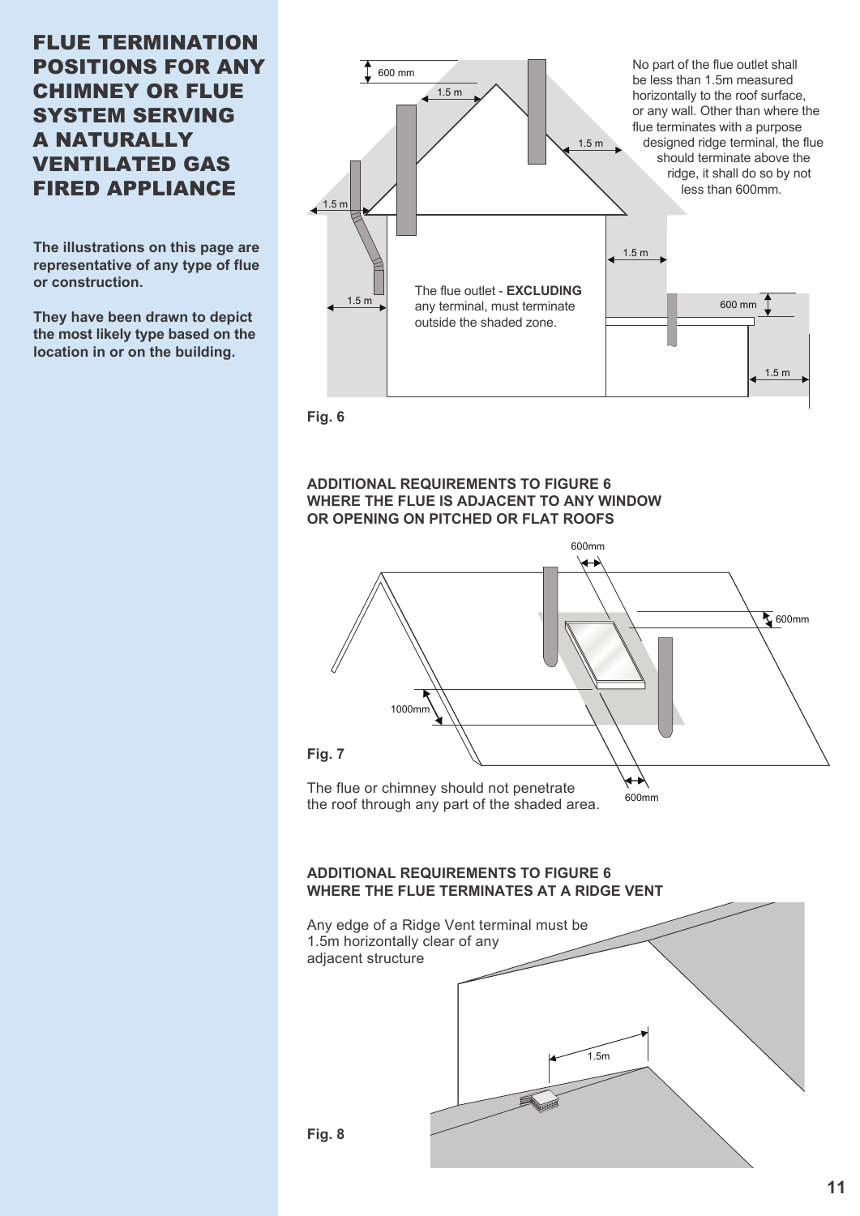# FLUE TERMINATION POSITIONS FOR ANY CHIMNEY OR FLUE SYSTEM SERVING A NATURALLY VENTILATED GAS FIRED APPLIANCE

**The illustrations on this page are representative of any type of flue or construction.**

**They have been drawn to depict the most likely type based on the location in or on the building.**

600 mm

1.5 m

1.5 m

1.5 m

1.5 m

1.5 m

600 mm

1.5 m

No part of the flue outlet shall be less than 1.5m measured horizontally to the roof surface, or any wall. Other than where the flue terminates with a purpose designed ridge terminal, the flue should terminate above the ridge, it shall do so by not less than 600mm.

The flue outlet - **EXCLUDING** any terminal, must terminate outside the shaded zone.

**Fig. 6**

### ADDITIONAL REQUIREMENTS TO FIGURE 6 WHERE THE FLUE IS ADJACENT TO ANY WINDOW OR OPENING ON PITCHED OR FLAT ROOFS

600mm

600mm

1000mm

600mm

**Fig. 7**

The flue or chimney should not penetrate the roof through any part of the shaded area.

### ADDITIONAL REQUIREMENTS TO FIGURE 6 WHERE THE FLUE TERMINATES AT A RIDGE VENT

Any edge of a Ridge Vent terminal must be 1.5m horizontally clear of any adjacent structure

1.5m

**Fig. 8**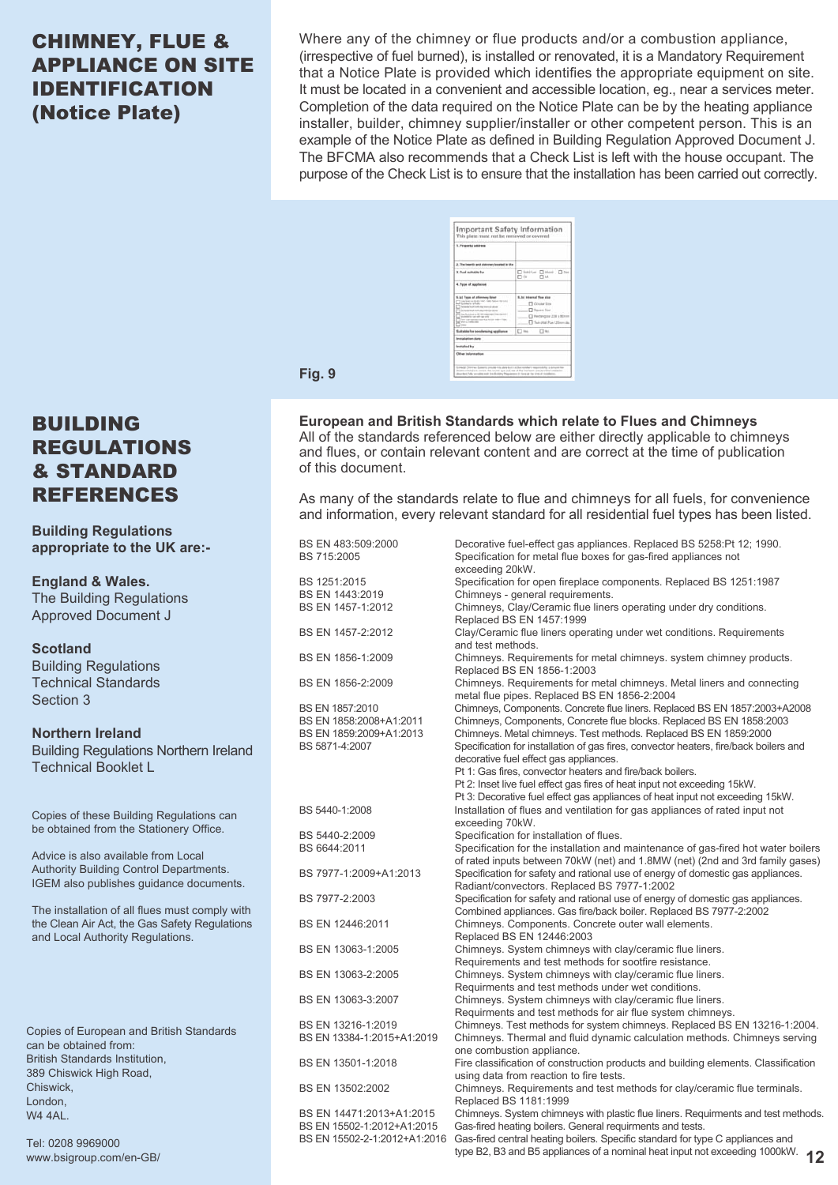# CHIMNEY, FLUE & APPLIANCE ON SITE IDENTIFICATION (Notice Plate)

Where any of the chimney or flue products and/or a combustion appliance, (irrespective of fuel burned), is installed or renovated, it is a Mandatory Requirement that a Notice Plate is provided which identifies the appropriate equipment on site. It must be located in a convenient and accessible location, eg., near a services meter. Completion of the data required on the Notice Plate can be by the heating appliance installer, builder, chimney supplier/installer or other competent person. This is an example of the Notice Plate as defined in Building Regulation Approved Document J. The BFCMA also recommends that a Check List is left with the house occupant. The purpose of the Check List is to ensure that the installation has been carried out correctly.

Fig. 9

# BUILDING REGULATIONS & STANDARD REFERENCES

**Building Regulations appropriate to the UK are:-**

**England & Wales.**
The Building Regulations
Approved Document J

**Scotland**
Building Regulations
Technical Standards
Section 3

**Northern Ireland**
Building Regulations Northern Ireland
Technical Booklet L

Copies of these Building Regulations can be obtained from the Stationery Office.

Advice is also available from Local Authority Building Control Departments. IGEM also publishes guidance documents.

The installation of all flues must comply with the Clean Air Act, the Gas Safety Regulations and Local Authority Regulations.

Copies of European and British Standards can be obtained from:
British Standards Institution,
389 Chiswick High Road,
Chiswick,
London,
W4 4AL.

Tel: 0208 9969000
www.bsigroup.com/en-GB/

**European and British Standards which relate to Flues and Chimneys**
All of the standards referenced below are either directly applicable to chimneys and flues, or contain relevant content and are correct at the time of publication of this document.

As many of the standards relate to flue and chimneys for all fuels, for convenience and information, every relevant standard for all residential fuel types has been listed.

| Standard | Description |
|---|---|
| BS EN 483:509:2000 | Decorative fuel-effect gas appliances. Replaced BS 5258:Pt 12; 1990. |
| BS 715:2005 | Specification for metal flue boxes for gas-fired appliances not exceeding 20kW. |
| BS 1251:2015 | Specification for open fireplace components. Replaced BS 1251:1987 |
| BS EN 1443:2019 | Chimneys - general requirements. |
| BS EN 1457-1:2012 | Chimneys, Clay/Ceramic flue liners operating under dry conditions. Replaced BS EN 1457:1999 |
| BS EN 1457-2:2012 | Clay/Ceramic flue liners operating under wet conditions. Requirements and test methods. |
| BS EN 1856-1:2009 | Chimneys. Requirements for metal chimneys. system chimney products. Replaced BS EN 1856-1:2003 |
| BS EN 1856-2:2009 | Chimneys. Requirements for metal chimneys. Metal liners and connecting metal flue pipes. Replaced BS EN 1856-2:2004 |
| BS EN 1857:2010 | Chimneys, Components. Concrete flue liners. Replaced BS EN 1857:2003+A2008 |
| BS EN 1858:2008+A1:2011 | Chimneys, Components, Concrete flue blocks. Replaced BS EN 1858:2003 |
| BS EN 1859:2009+A1:2013 | Chimneys. Metal chimneys. Test methods. Replaced BS EN 1859:2000 |
| BS 5871-4:2007 | Specification for installation of gas fires, convector heaters, fire/back boilers and decorative fuel effect gas appliances.<br>Pt 1: Gas fires, convector heaters and fire/back boilers.<br>Pt 2: Inset live fuel effect gas fires of heat input not exceeding 15kW.<br>Pt 3: Decorative fuel effect gas appliances of heat input not exceeding 15kW. |
| BS 5440-1:2008 | Installation of flues and ventilation for gas appliances of rated input not exceeding 70kW. |
| BS 5440-2:2009 | Specification for installation of flues. |
| BS 6644:2011 | Specification for the installation and maintenance of gas-fired hot water boilers of rated inputs between 70kW (net) and 1.8MW (net) (2nd and 3rd family gases) |
| BS 7977-1:2009+A1:2013 | Specification for safety and rational use of energy of domestic gas appliances. Radiant/convectors. Replaced BS 7977-1:2002 |
| BS 7977-2:2003 | Specification for safety and rational use of energy of domestic gas appliances. Combined appliances. Gas fire/back boiler. Replaced BS 7977-2:2002 |
| BS EN 12446:2011 | Chimneys. Components. Concrete outer wall elements. Replaced BS EN 12446:2003 |
| BS EN 13063-1:2005 | Chimneys. System chimneys with clay/ceramic flue liners. Requirements and test methods for sootfire resistance. |
| BS EN 13063-2:2005 | Chimneys. System chimneys with clay/ceramic flue liners. Requirments and test methods under wet conditions. |
| BS EN 13063-3:2007 | Chimneys. System chimneys with clay/ceramic flue liners. Requirments and test methods for air flue system chimneys. |
| BS EN 13216-1:2019 | Chimneys. Test methods for system chimneys. Replaced BS EN 13216-1:2004. |
| BS EN 13384-1:2015+A1:2019 | Chimneys. Thermal and fluid dynamic calculation methods. Chimneys serving one combustion appliance. |
| BS EN 13501-1:2018 | Fire classification of construction products and building elements. Classification using data from reaction to fire tests. |
| BS EN 13502:2002 | Chimneys. Requirements and test methods for clay/ceramic flue terminals. Replaced BS 1181:1999 |
| BS EN 14471:2013+A1:2015 | Chimneys. System chimneys with plastic flue liners. Requirments and test methods. |
| BS EN 15502-1:2012+A1:2015 | Gas-fired heating boilers. General requirments and tests. |
| BS EN 15502-2-1:2012+A1:2016 | Gas-fired central heating boilers. Specific standard for type C appliances and type B2, B3 and B5 appliances of a nominal heat input not exceeding 1000kW. |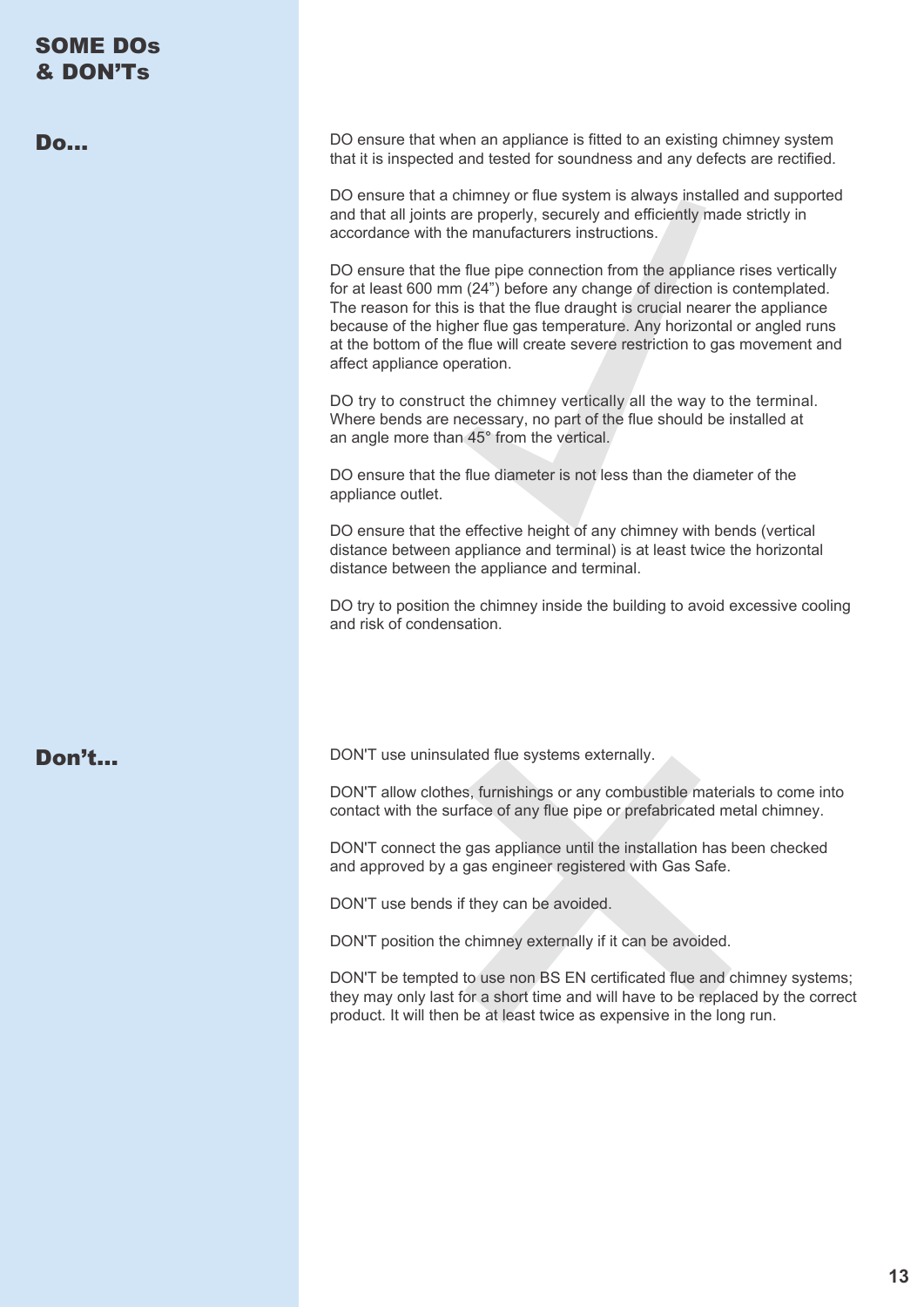# SOME DOs & DON'Ts

## Do...

DO ensure that when an appliance is fitted to an existing chimney system that it is inspected and tested for soundness and any defects are rectified.

DO ensure that a chimney or flue system is always installed and supported and that all joints are properly, securely and efficiently made strictly in accordance with the manufacturers instructions.

DO ensure that the flue pipe connection from the appliance rises vertically for at least 600 mm (24") before any change of direction is contemplated. The reason for this is that the flue draught is crucial nearer the appliance because of the higher flue gas temperature. Any horizontal or angled runs at the bottom of the flue will create severe restriction to gas movement and affect appliance operation.

DO try to construct the chimney vertically all the way to the terminal. Where bends are necessary, no part of the flue should be installed at an angle more than 45° from the vertical.

DO ensure that the flue diameter is not less than the diameter of the appliance outlet.

DO ensure that the effective height of any chimney with bends (vertical distance between appliance and terminal) is at least twice the horizontal distance between the appliance and terminal.

DO try to position the chimney inside the building to avoid excessive cooling and risk of condensation.

## Don't...

DON'T use uninsulated flue systems externally.

DON'T allow clothes, furnishings or any combustible materials to come into contact with the surface of any flue pipe or prefabricated metal chimney.

DON'T connect the gas appliance until the installation has been checked and approved by a gas engineer registered with Gas Safe.

DON'T use bends if they can be avoided.

DON'T position the chimney externally if it can be avoided.

DON'T be tempted to use non BS EN certificated flue and chimney systems; they may only last for a short time and will have to be replaced by the correct product. It will then be at least twice as expensive in the long run.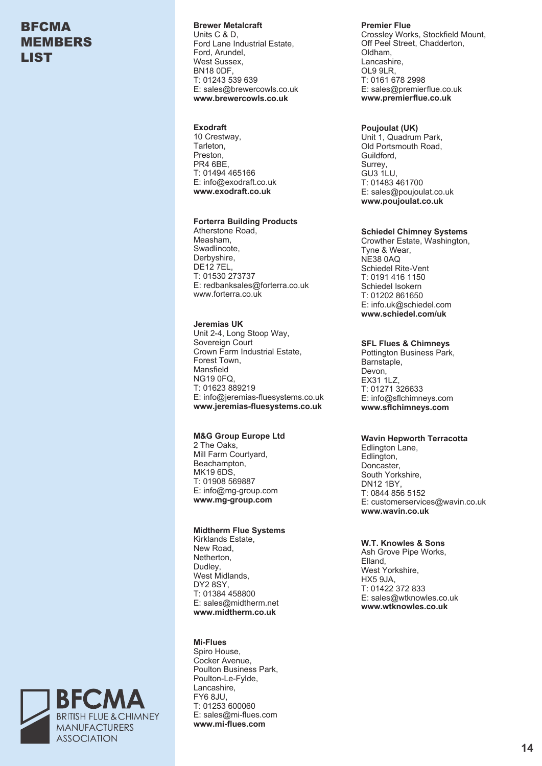# BFCMA MEMBERS LIST

**Brewer Metalcraft**
Units C & D,
Ford Lane Industrial Estate,
Ford, Arundel,
West Sussex,
BN18 0DF,
T: 01243 539 639
E: sales@brewercowls.co.uk
**www.brewercowls.co.uk**

**Exodraft**
10 Crestway,
Tarleton,
Preston,
PR4 6BE,
T: 01494 465166
E: info@exodraft.co.uk
**www.exodraft.co.uk**

**Forterra Building Products**
Atherstone Road,
Measham,
Swadlincote,
Derbyshire,
DE12 7EL,
T: 01530 273737
E: redbanksales@forterra.co.uk
www.forterra.co.uk

**Jeremias UK**
Unit 2-4, Long Stoop Way,
Sovereign Court
Crown Farm Industrial Estate,
Forest Town,
Mansfield
NG19 0FQ,
T: 01623 889219
E: info@jeremias-fluesystems.co.uk
**www.jeremias-fluesystems.co.uk**

**M&G Group Europe Ltd**
2 The Oaks,
Mill Farm Courtyard,
Beachampton,
MK19 6DS,
T: 01908 569887
E: info@mg-group.com
**www.mg-group.com**

**Midtherm Flue Systems**
Kirklands Estate,
New Road,
Netherton,
Dudley,
West Midlands,
DY2 8SY,
T: 01384 458800
E: sales@midtherm.net
**www.midtherm.co.uk**

**Mi-Flues**
Spiro House,
Cocker Avenue,
Poulton Business Park,
Poulton-Le-Fylde,
Lancashire,
FY6 8JU,
T: 01253 600060
E: sales@mi-flues.com
**www.mi-flues.com**

**Premier Flue**
Crossley Works, Stockfield Mount,
Off Peel Street, Chadderton,
Oldham,
Lancashire,
OL9 9LR,
T: 0161 678 2998
E: sales@premierflue.co.uk
**www.premierflue.co.uk**

**Poujoulat (UK)**
Unit 1, Quadrum Park,
Old Portsmouth Road,
Guildford,
Surrey,
GU3 1LU,
T: 01483 461700
E: sales@poujoulat.co.uk
**www.poujoulat.co.uk**

**Schiedel Chimney Systems**
Crowther Estate, Washington,
Tyne & Wear,
NE38 0AQ
Schiedel Rite-Vent
T: 0191 416 1150
Schiedel Isokern
T: 01202 861650
E: info.uk@schiedel.com
**www.schiedel.com/uk**

**SFL Flues & Chimneys**
Pottington Business Park,
Barnstaple,
Devon,
EX31 1LZ,
T: 01271 326633
E: info@sflchimneys.com
**www.sflchimneys.com**

**Wavin Hepworth Terracotta**
Edlington Lane,
Edlington,
Doncaster,
South Yorkshire,
DN12 1BY,
T: 0844 856 5152
E: customerservices@wavin.co.uk
**www.wavin.co.uk**

**W.T. Knowles & Sons**
Ash Grove Pipe Works,
Elland,
West Yorkshire,
HX5 9JA,
T: 01422 372 833
E: sales@wtknowles.co.uk
**www.wtknowles.co.uk**

BFCMA
BRITISH FLUE & CHIMNEY MANUFACTURERS ASSOCIATION